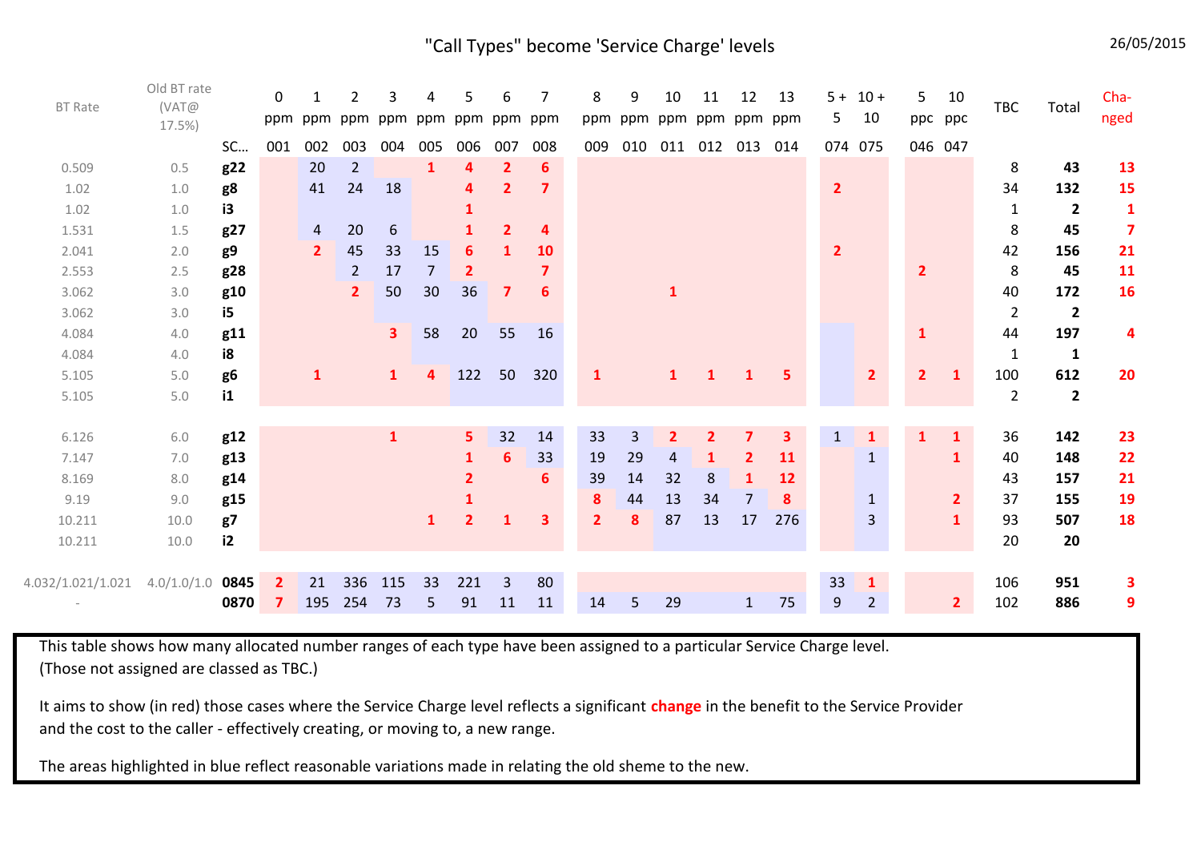# "Call Types" become 'Service Charge' levels

26/05/2015

| BT Rate | Old BT rate (VAT@ 17.5%) | SC… | 0 ppm | 1 ppm | 2 ppm | 3 ppm | 4 ppm | 5 ppm | 6 ppm | 7 ppm | 8 ppm | 9 ppm | 10 ppm | 11 ppm | 12 ppm | 13 ppm | 5 + 5 | 10 + 10 | 5 ppc | 10 ppc | TBC | Total | Cha-nged |
|---|---|---|---|---|---|---|---|---|---|---|---|---|---|---|---|---|---|---|---|---|---|---|---|
| | | | 001 | 002 | 003 | 004 | 005 | 006 | 007 | 008 | 009 | 010 | 011 | 012 | 013 | 014 | 074 | 075 | 046 | 047 | | | |
| 0.509 | 0.5 | **g22** | | 20 | 2 | | 1 | 4 | 2 | 6 | | | | | | | | | | | 8 | **43** | 13 |
| 1.02 | 1.0 | **g8** | | 41 | 24 | 18 | | 4 | 2 | 7 | | | | | | | 2 | | | | 34 | **132** | 15 |
| 1.02 | 1.0 | **i3** | | | | | | 1 | | | | | | | | | | | | | 1 | **2** | 1 |
| 1.531 | 1.5 | **g27** | | 4 | 20 | 6 | | 1 | 2 | 4 | | | | | | | | | | | 8 | **45** | 7 |
| 2.041 | 2.0 | **g9** | | 2 | 45 | 33 | 15 | 6 | 1 | 10 | | | | | | | 2 | | | | 42 | **156** | 21 |
| 2.553 | 2.5 | **g28** | | | 2 | 17 | 7 | 2 | | 7 | | | | | | | | | 2 | | 8 | **45** | 11 |
| 3.062 | 3.0 | **g10** | | | 2 | 50 | 30 | 36 | 7 | 6 | | | 1 | | | | | | | | 40 | **172** | 16 |
| 3.062 | 3.0 | **i5** | | | | | | | | | | | | | | | | | | | 2 | **2** | |
| 4.084 | 4.0 | **g11** | | | | 3 | 58 | 20 | 55 | 16 | | | | | | | | | 1 | | 44 | **197** | 4 |
| 4.084 | 4.0 | **i8** | | | | | | | | | | | | | | | | | | | 1 | **1** | |
| 5.105 | 5.0 | **g6** | | 1 | | 1 | 4 | 122 | 50 | 320 | 1 | | 1 | 1 | 1 | 5 | | 2 | 2 | 1 | 100 | **612** | 20 |
| 5.105 | 5.0 | **i1** | | | | | | | | | | | | | | | | | | | 2 | **2** | |
| 6.126 | 6.0 | **g12** | | | | 1 | | 5 | 32 | 14 | 33 | 3 | 2 | 2 | 7 | 3 | 1 | 1 | 1 | 1 | 36 | **142** | 23 |
| 7.147 | 7.0 | **g13** | | | | | | 1 | 6 | 33 | 19 | 29 | 4 | 1 | 2 | 11 | | 1 | | 1 | 40 | **148** | 22 |
| 8.169 | 8.0 | **g14** | | | | | | 2 | | 6 | 39 | 14 | 32 | 8 | 1 | 12 | | | | | 43 | **157** | 21 |
| 9.19 | 9.0 | **g15** | | | | | | 1 | | | 8 | 44 | 13 | 34 | 7 | 8 | | 1 | | 2 | 37 | **155** | 19 |
| 10.211 | 10.0 | **g7** | | | | | 1 | 2 | 1 | 3 | 2 | 8 | 87 | 13 | 17 | 276 | | 3 | | 1 | 93 | **507** | 18 |
| 10.211 | 10.0 | **i2** | | | | | | | | | | | | | | | | | | | 20 | **20** | |
| 4.032/1.021/1.021 | 4.0/1.0/1.0 | **0845** | 2 | 21 | 336 | 115 | 33 | 221 | 3 | 80 | | | | | | | 33 | 1 | | | 106 | **951** | 3 |
| - | | **0870** | 7 | 195 | 254 | 73 | 5 | 91 | 11 | 11 | 14 | 5 | 29 | | 1 | 75 | 9 | 2 | | 2 | 102 | **886** | 9 |

This table shows how many allocated number ranges of each type have been assigned to a particular Service Charge level. (Those not assigned are classed as TBC.)

It aims to show (in red) those cases where the Service Charge level reflects a significant **change** in the benefit to the Service Provider and the cost to the caller - effectively creating, or moving to, a new range.

The areas highlighted in blue reflect reasonable variations made in relating the old sheme to the new.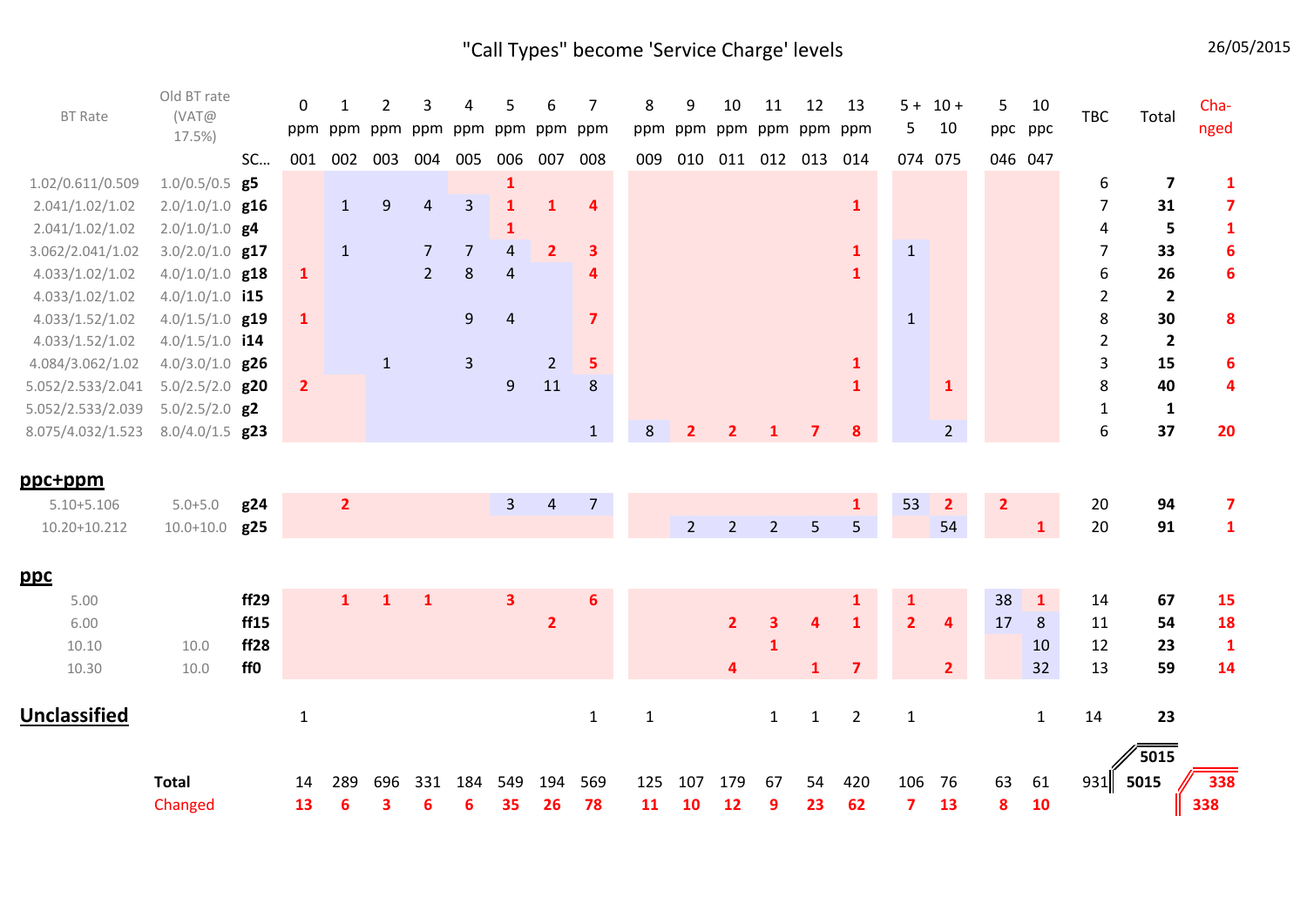# "Call Types" become 'Service Charge' levels

26/05/2015

| BT Rate | Old BT rate (VAT@ 17.5%) | SC... | 0 ppm 001 | 1 ppm 002 | 2 ppm 003 | 3 ppm 004 | 4 ppm 005 | 5 ppm 006 | 6 ppm 007 | 7 ppm 008 | 8 ppm 009 | 9 ppm 010 | 10 ppm 011 | 11 ppm 012 | 12 ppm 013 | 13 ppm 014 | 5 + 5 074 | 10 + 10 075 | 5 ppc 046 | 10 ppc 047 | TBC | Total | Cha-nged |
|---|---|---|---|---|---|---|---|---|---|---|---|---|---|---|---|---|---|---|---|---|---|---|---|
| 1.02/0.611/0.509 | 1.0/0.5/0.5 | **g5** | | | | | | 1 | | | | | | | | | | | | | 6 | **7** | 1 |
| 2.041/1.02/1.02 | 2.0/1.0/1.0 | **g16** | | 1 | 9 | 4 | 3 | 1 | 1 | 4 | | | | | | 1 | | | | | 7 | **31** | 7 |
| 2.041/1.02/1.02 | 2.0/1.0/1.0 | **g4** | | | | | | 1 | | | | | | | | | | | | | 4 | **5** | 1 |
| 3.062/2.041/1.02 | 3.0/2.0/1.0 | **g17** | | 1 | | 7 | 7 | 4 | 2 | 3 | | | | | | 1 | 1 | | | | 7 | **33** | 6 |
| 4.033/1.02/1.02 | 4.0/1.0/1.0 | **g18** | 1 | | | 2 | 8 | 4 | | 4 | | | | | | 1 | | | | | 6 | **26** | 6 |
| 4.033/1.02/1.02 | 4.0/1.0/1.0 | **i15** | | | | | | | | | | | | | | | | | | | 2 | **2** | |
| 4.033/1.52/1.02 | 4.0/1.5/1.0 | **g19** | 1 | | | | 9 | 4 | | 7 | | | | | | | 1 | | | | 8 | **30** | 8 |
| 4.033/1.52/1.02 | 4.0/1.5/1.0 | **i14** | | | | | | | | | | | | | | | | | | | 2 | **2** | |
| 4.084/3.062/1.02 | 4.0/3.0/1.0 | **g26** | | | 1 | | 3 | | 2 | 5 | | | | | | 1 | | | | | 3 | **15** | 6 |
| 5.052/2.533/2.041 | 5.0/2.5/2.0 | **g20** | 2 | | | | | 9 | 11 | 8 | | | | | | 1 | | 1 | | | 8 | **40** | 4 |
| 5.052/2.533/2.039 | 5.0/2.5/2.0 | **g2** | | | | | | | | | | | | | | | | | | | 1 | **1** | |
| 8.075/4.032/1.523 | 8.0/4.0/1.5 | **g23** | | | | | | | | 1 | 8 | 2 | 2 | 1 | 7 | 8 | | 2 | | | 6 | **37** | 20 |
| **ppc+ppm** | | | | | | | | | | | | | | | | | | | | | | | |
| 5.10+5.106 | 5.0+5.0 | **g24** | | 2 | | | | 3 | 4 | 7 | | | | | | 1 | 53 | 2 | 2 | | 20 | **94** | 7 |
| 10.20+10.212 | 10.0+10.0 | **g25** | | | | | | | | | | 2 | 2 | 2 | 5 | 5 | | 54 | | 1 | 20 | **91** | 1 |
| **ppc** | | | | | | | | | | | | | | | | | | | | | | | |
| 5.00 | | **ff29** | | 1 | 1 | 1 | | 3 | | 6 | | | | | | 1 | 1 | | 38 | 1 | 14 | **67** | 15 |
| 6.00 | | **ff15** | | | | | | | 2 | | | | 2 | 3 | 4 | 1 | 2 | 4 | 17 | 8 | 11 | **54** | 18 |
| 10.10 | 10.0 | **ff28** | | | | | | | | | | | | 1 | | | | | | 10 | 12 | **23** | 1 |
| 10.30 | 10.0 | **ff0** | | | | | | | | | | | 4 | | 1 | 7 | | 2 | | 32 | 13 | **59** | 14 |
| **Unclassified** | | | 1 | | | | | | | 1 | 1 | | | 1 | 1 | 2 | 1 | | | 1 | 14 | **23** | |
| | | | | | | | | | | | | | | | | | | | | | | **5015** | 338 |
| **Total** | | | 14 | 289 | 696 | 331 | 184 | 549 | 194 | 569 | 125 | 107 | 179 | 67 | 54 | 420 | 106 | 76 | 63 | 61 | 931 | **5015** | 338 |
| Changed | | | 13 | 6 | 3 | 6 | 6 | 35 | 26 | 78 | 11 | 10 | 12 | 9 | 23 | 62 | 7 | 13 | 8 | 10 | | | 338 |